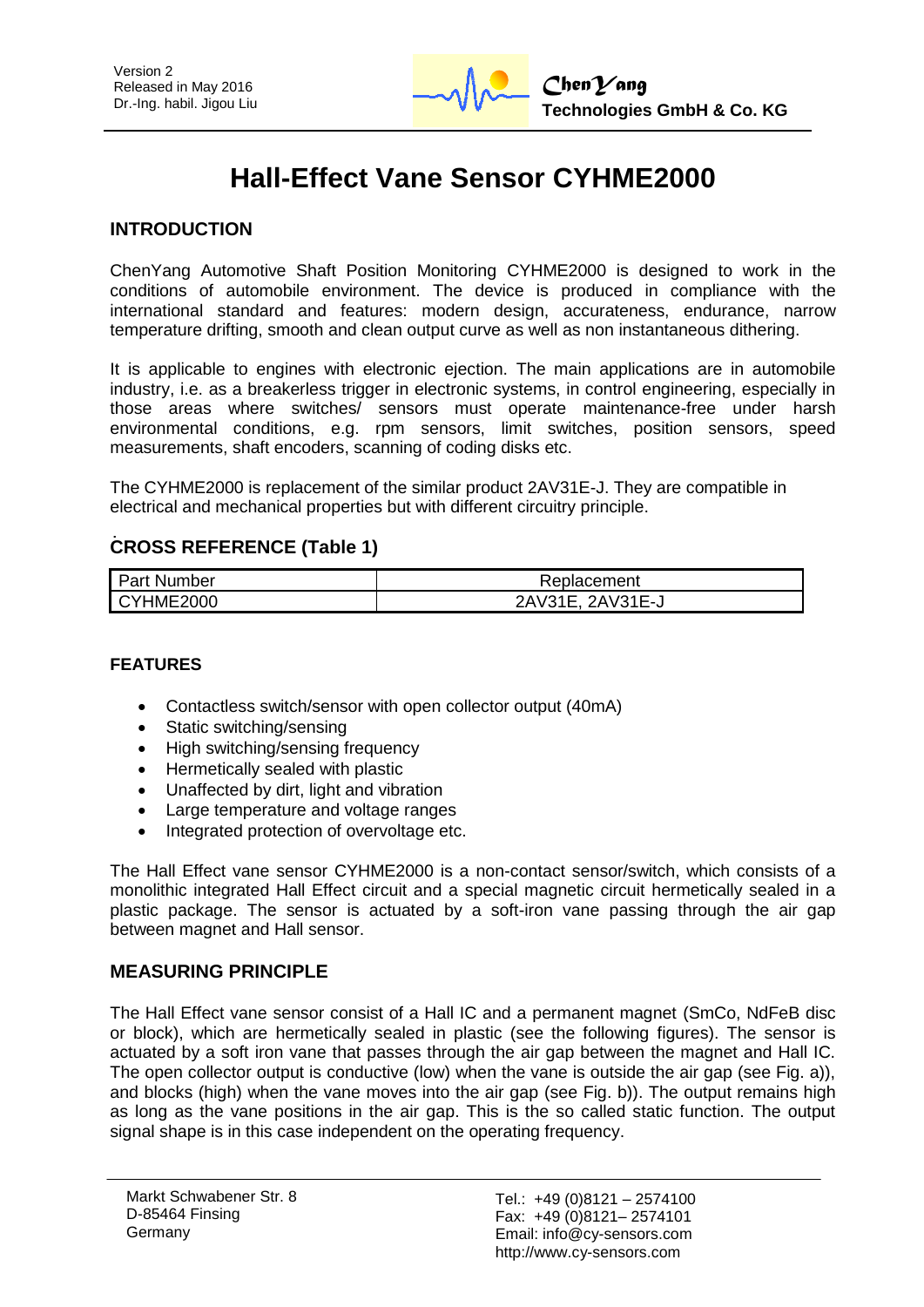# Hall-Effect Vane Sensor CYHME2000

## INTRODUCTION

ChenYang Automotive Shaft Position Monitoring CYHME2000 is designed to work in the conditions of automobile environment. The device is produced in compliance with the international standard and features: modern design, accurateness, endurance, narrow temperature drifting, smooth and clean output curve as well as non instantaneous dithering.

It is applicable to engines with electronic ejection. The main applications are in automobile industry, i.e. as a breakerless trigger in electronic systems, in control engineering, especially in those areas where switches/ sensors must operate maintenance-free under harsh environmental conditions, e.g. rpm sensors, limit switches, position sensors, speed measurements, shaft encoders, scanning of coding disks etc.

The CYHME2000 is replacement of the similar product 2AV31E-J. They are compatible in electrical and mechanical properties but with different circuitry principle.

## CROSS REFERENCE (Table 1)

| Part Number | Replacement |
|---|---|
| CYHME2000 | 2AV31E, 2AV31E-J |

## FEATURES

- Contactless switch/sensor with open collector output (40mA)
- Static switching/sensing
- High switching/sensing frequency
- Hermetically sealed with plastic
- Unaffected by dirt, light and vibration
- Large temperature and voltage ranges
- Integrated protection of overvoltage etc.

The Hall Effect vane sensor CYHME2000 is a non-contact sensor/switch, which consists of a monolithic integrated Hall Effect circuit and a special magnetic circuit hermetically sealed in a plastic package. The sensor is actuated by a soft-iron vane passing through the air gap between magnet and Hall sensor.

## MEASURING PRINCIPLE

The Hall Effect vane sensor consist of a Hall IC and a permanent magnet (SmCo, NdFeB disc or block), which are hermetically sealed in plastic (see the following figures). The sensor is actuated by a soft iron vane that passes through the air gap between the magnet and Hall IC. The open collector output is conductive (low) when the vane is outside the air gap (see Fig. a)), and blocks (high) when the vane moves into the air gap (see Fig. b)). The output remains high as long as the vane positions in the air gap. This is the so called static function. The output signal shape is in this case independent on the operating frequency.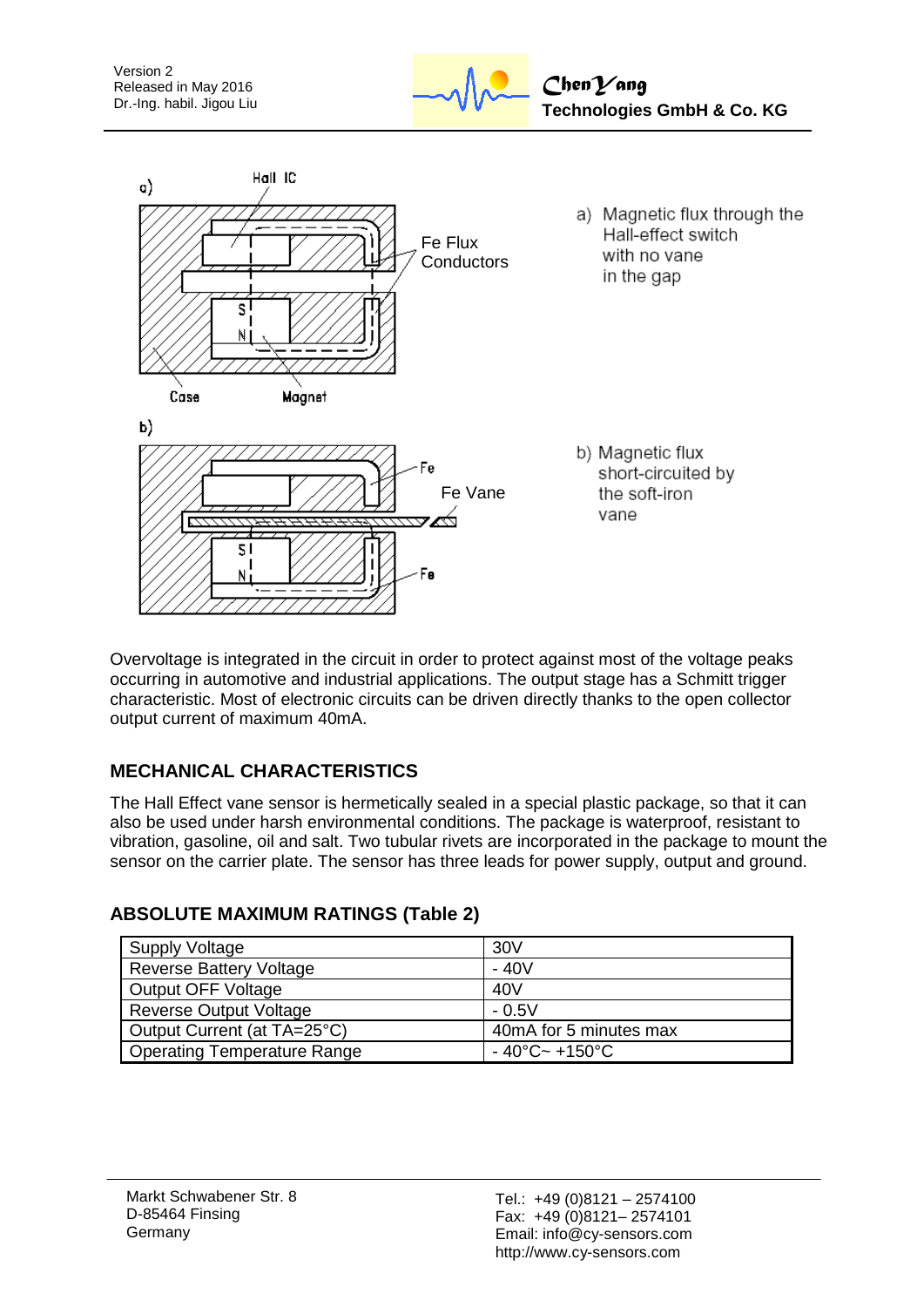a) Magnetic flux through the Hall-effect switch with no vane in the gap

b) Magnetic flux short-circuited by the soft-iron vane

Overvoltage is integrated in the circuit in order to protect against most of the voltage peaks occurring in automotive and industrial applications. The output stage has a Schmitt trigger characteristic. Most of electronic circuits can be driven directly thanks to the open collector output current of maximum 40mA.

## MECHANICAL CHARACTERISTICS

The Hall Effect vane sensor is hermetically sealed in a special plastic package, so that it can also be used under harsh environmental conditions. The package is waterproof, resistant to vibration, gasoline, oil and salt. Two tubular rivets are incorporated in the package to mount the sensor on the carrier plate. The sensor has three leads for power supply, output and ground.

## ABSOLUTE MAXIMUM RATINGS (Table 2)

| | |
|---|---|
| Supply Voltage | 30V |
| Reverse Battery Voltage | - 40V |
| Output OFF Voltage | 40V |
| Reverse Output Voltage | - 0.5V |
| Output Current (at TA=25°C) | 40mA for 5 minutes max |
| Operating Temperature Range | - 40°C~ +150°C |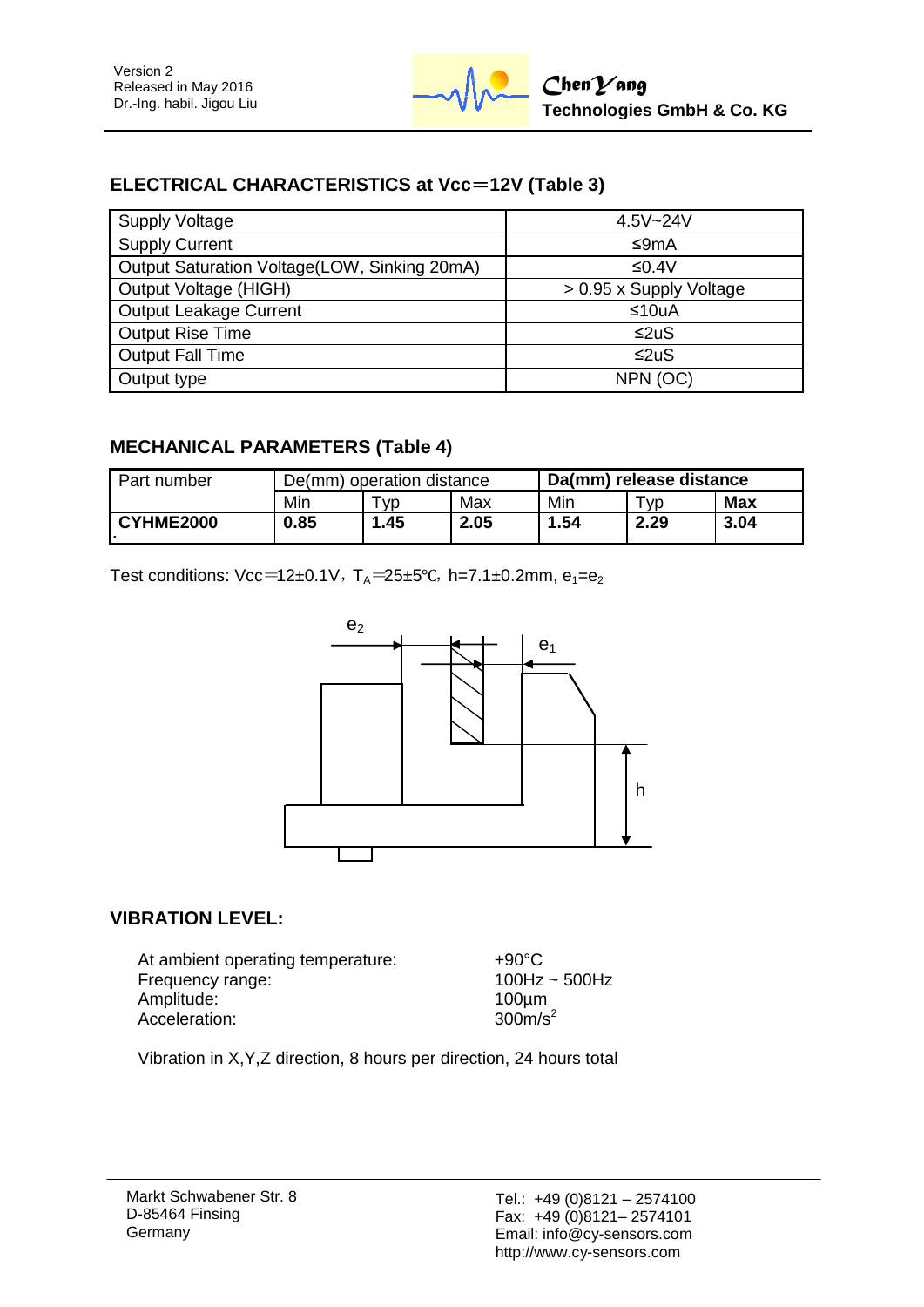## ELECTRICAL CHARACTERISTICS at Vcc＝12V (Table 3)

| | |
|---|---|
| Supply Voltage | 4.5V~24V |
| Supply Current | ≤9mA |
| Output Saturation Voltage(LOW, Sinking 20mA) | ≤0.4V |
| Output Voltage (HIGH) | > 0.95 x Supply Voltage |
| Output Leakage Current | ≤10uA |
| Output Rise Time | ≤2uS |
| Output Fall Time | ≤2uS |
| Output type | NPN (OC) |

## MECHANICAL PARAMETERS (Table 4)

| Part number | De(mm) operation distance | | | **Da(mm) release distance** | | |
|---|---|---|---|---|---|---|
| | Min | Typ | Max | Min | Typ | **Max** |
| **CYHME2000** | **0.85** | **1.45** | **2.05** | **1.54** | **2.29** | **3.04** |

Test conditions: Vcc＝12±0.1V，$T_A$＝25±5℃, h=7.1±0.2mm, $e_1$=$e_2$

## VIBRATION LEVEL:

| | |
|---|---|
| At ambient operating temperature: | +90°C |
| Frequency range: | 100Hz ~ 500Hz |
| Amplitude: | 100µm |
| Acceleration: | 300m/$s^2$ |

Vibration in X,Y,Z direction, 8 hours per direction, 24 hours total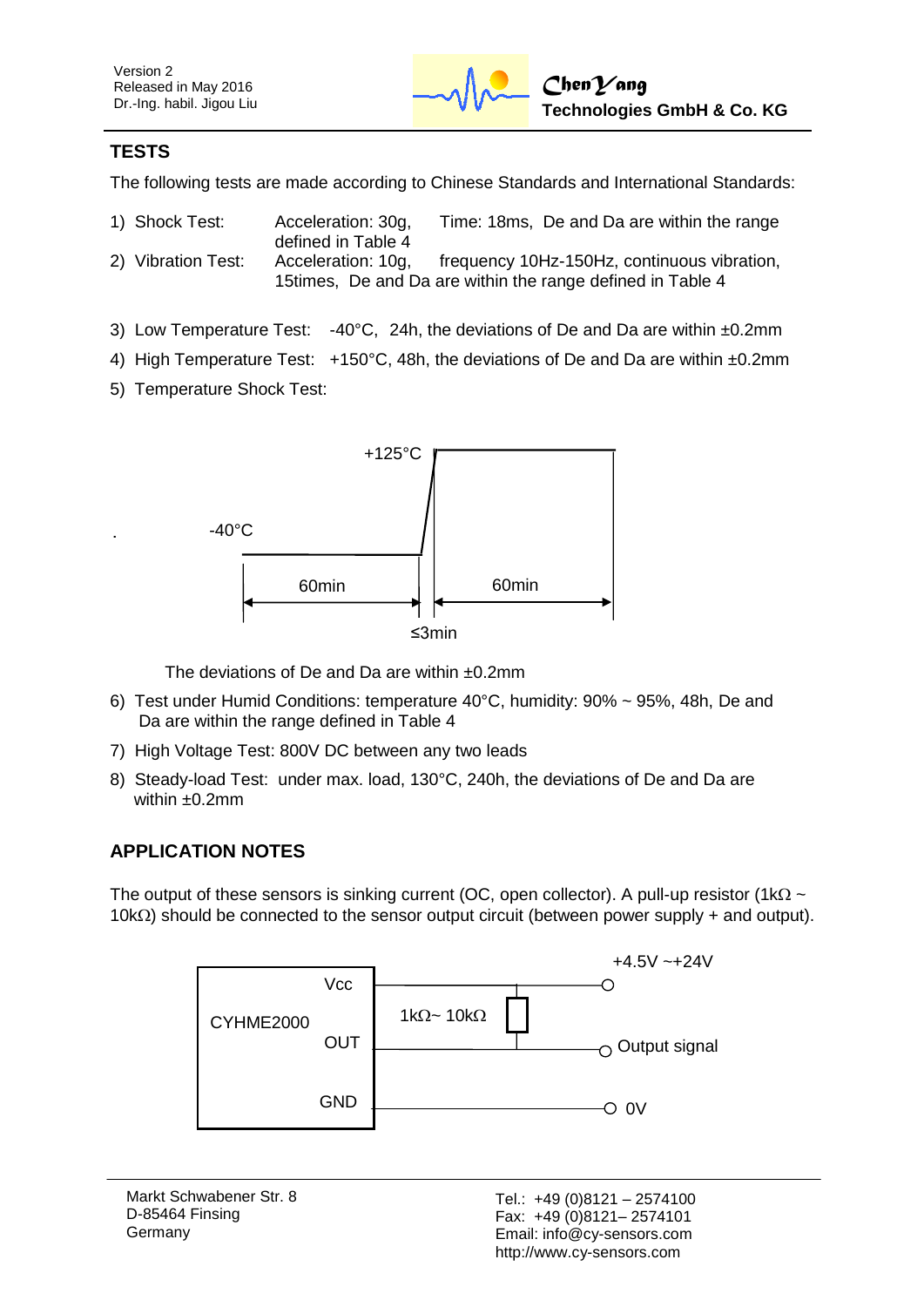## TESTS

The following tests are made according to Chinese Standards and International Standards:

1) Shock Test: Acceleration: 30g, Time: 18ms, De and Da are within the range defined in Table 4
2) Vibration Test: Acceleration: 10g, frequency 10Hz-150Hz, continuous vibration, 15times, De and Da are within the range defined in Table 4
3) Low Temperature Test: -40°C, 24h, the deviations of De and Da are within ±0.2mm
4) High Temperature Test: +150°C, 48h, the deviations of De and Da are within ±0.2mm
5) Temperature Shock Test:

-40°C 60min → ≤3min → +125°C 60min

The deviations of De and Da are within ±0.2mm

6) Test under Humid Conditions: temperature 40°C, humidity: 90% ~ 95%, 48h, De and Da are within the range defined in Table 4
7) High Voltage Test: 800V DC between any two leads
8) Steady-load Test: under max. load, 130°C, 240h, the deviations of De and Da are within ±0.2mm

## APPLICATION NOTES

The output of these sensors is sinking current (OC, open collector). A pull-up resistor (1kΩ ~ 10kΩ) should be connected to the sensor output circuit (between power supply + and output).

CYHME2000: Vcc → +4.5V ~+24V; OUT → Output signal (pull-up resistor 1kΩ~ 10kΩ between Vcc and OUT); GND → 0V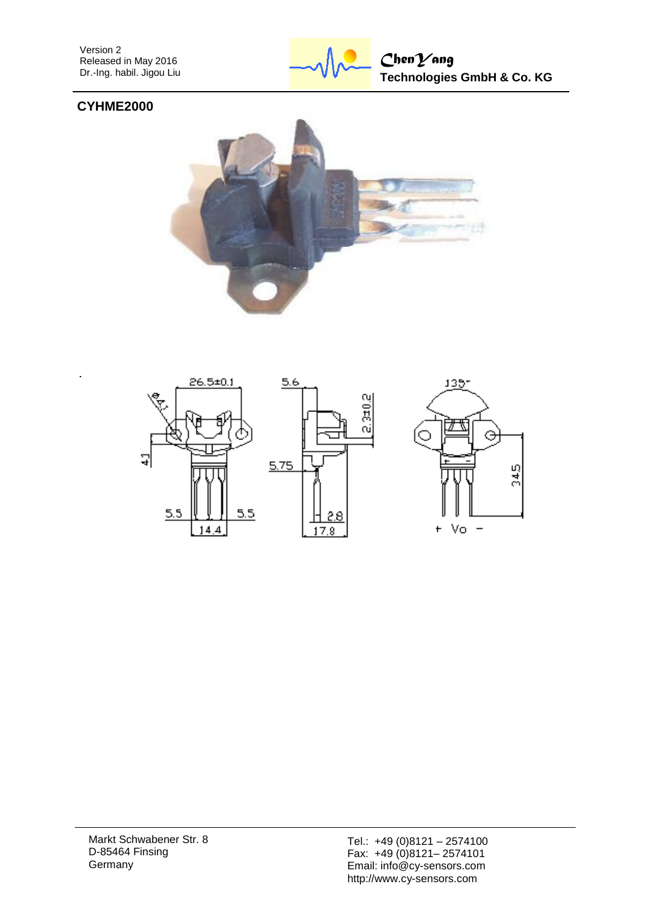## CYHME2000

26.5±0.1

Φ4.1

4.1

5.5

14.4

5.5

5.6

2.3±0.2

5.75

2.8

17.8

135°

34.5

+ Vo −